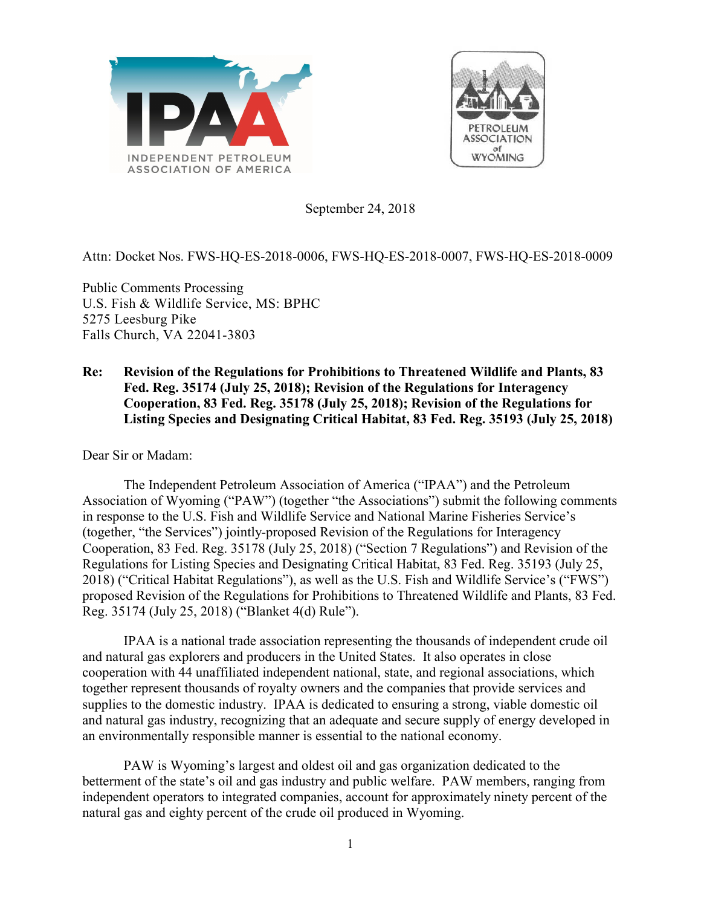September 24, 2018

Attn: Docket Nos. FWS-HQ-ES-2018-0006, FWS-HQ-ES-2018-0007, FWS-HQ-ES-2018-0009

Public Comments Processing
U.S. Fish & Wildlife Service, MS: BPHC
5275 Leesburg Pike
Falls Church, VA 22041-3803

**Re: Revision of the Regulations for Prohibitions to Threatened Wildlife and Plants, 83 Fed. Reg. 35174 (July 25, 2018); Revision of the Regulations for Interagency Cooperation, 83 Fed. Reg. 35178 (July 25, 2018); Revision of the Regulations for Listing Species and Designating Critical Habitat, 83 Fed. Reg. 35193 (July 25, 2018)**

Dear Sir or Madam:

The Independent Petroleum Association of America ("IPAA") and the Petroleum Association of Wyoming ("PAW") (together "the Associations") submit the following comments in response to the U.S. Fish and Wildlife Service and National Marine Fisheries Service's (together, "the Services") jointly-proposed Revision of the Regulations for Interagency Cooperation, 83 Fed. Reg. 35178 (July 25, 2018) ("Section 7 Regulations") and Revision of the Regulations for Listing Species and Designating Critical Habitat, 83 Fed. Reg. 35193 (July 25, 2018) ("Critical Habitat Regulations"), as well as the U.S. Fish and Wildlife Service's ("FWS") proposed Revision of the Regulations for Prohibitions to Threatened Wildlife and Plants, 83 Fed. Reg. 35174 (July 25, 2018) ("Blanket 4(d) Rule").

IPAA is a national trade association representing the thousands of independent crude oil and natural gas explorers and producers in the United States. It also operates in close cooperation with 44 unaffiliated independent national, state, and regional associations, which together represent thousands of royalty owners and the companies that provide services and supplies to the domestic industry. IPAA is dedicated to ensuring a strong, viable domestic oil and natural gas industry, recognizing that an adequate and secure supply of energy developed in an environmentally responsible manner is essential to the national economy.

PAW is Wyoming's largest and oldest oil and gas organization dedicated to the betterment of the state's oil and gas industry and public welfare. PAW members, ranging from independent operators to integrated companies, account for approximately ninety percent of the natural gas and eighty percent of the crude oil produced in Wyoming.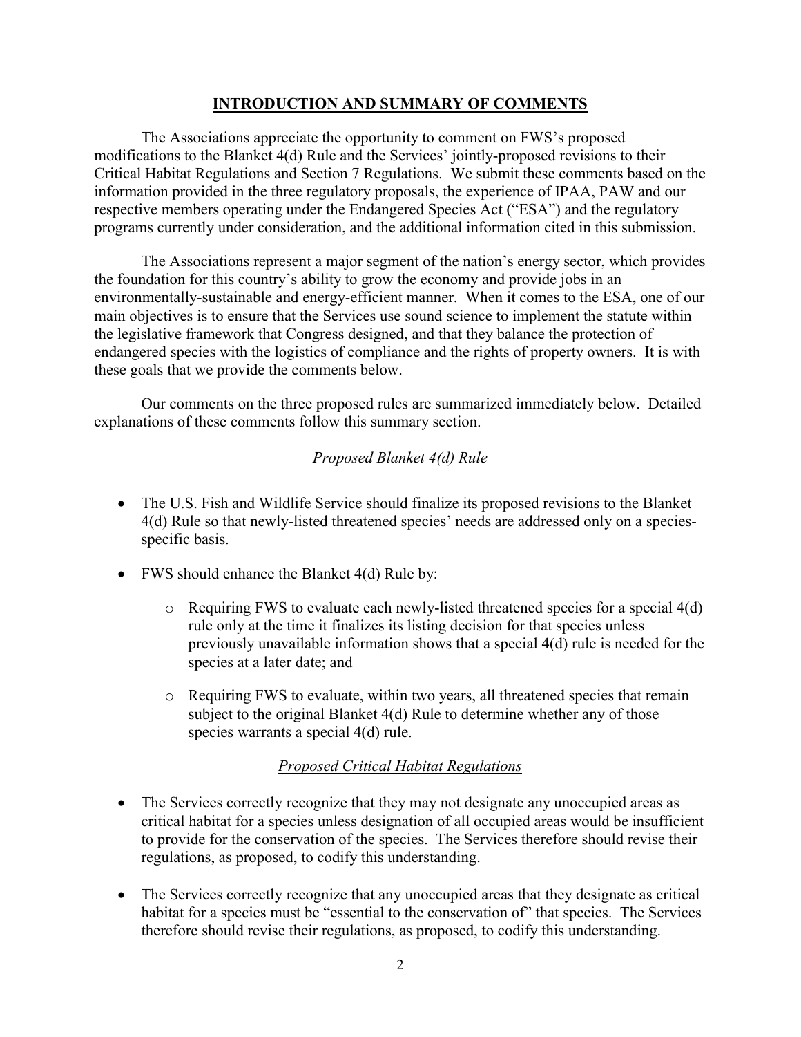## INTRODUCTION AND SUMMARY OF COMMENTS

The Associations appreciate the opportunity to comment on FWS's proposed modifications to the Blanket 4(d) Rule and the Services' jointly-proposed revisions to their Critical Habitat Regulations and Section 7 Regulations. We submit these comments based on the information provided in the three regulatory proposals, the experience of IPAA, PAW and our respective members operating under the Endangered Species Act ("ESA") and the regulatory programs currently under consideration, and the additional information cited in this submission.

The Associations represent a major segment of the nation's energy sector, which provides the foundation for this country's ability to grow the economy and provide jobs in an environmentally-sustainable and energy-efficient manner. When it comes to the ESA, one of our main objectives is to ensure that the Services use sound science to implement the statute within the legislative framework that Congress designed, and that they balance the protection of endangered species with the logistics of compliance and the rights of property owners. It is with these goals that we provide the comments below.

Our comments on the three proposed rules are summarized immediately below. Detailed explanations of these comments follow this summary section.

### *Proposed Blanket 4(d) Rule*

- The U.S. Fish and Wildlife Service should finalize its proposed revisions to the Blanket 4(d) Rule so that newly-listed threatened species' needs are addressed only on a species-specific basis.
- FWS should enhance the Blanket 4(d) Rule by:
  - Requiring FWS to evaluate each newly-listed threatened species for a special 4(d) rule only at the time it finalizes its listing decision for that species unless previously unavailable information shows that a special 4(d) rule is needed for the species at a later date; and
  - Requiring FWS to evaluate, within two years, all threatened species that remain subject to the original Blanket 4(d) Rule to determine whether any of those species warrants a special 4(d) rule.

### *Proposed Critical Habitat Regulations*

- The Services correctly recognize that they may not designate any unoccupied areas as critical habitat for a species unless designation of all occupied areas would be insufficient to provide for the conservation of the species. The Services therefore should revise their regulations, as proposed, to codify this understanding.
- The Services correctly recognize that any unoccupied areas that they designate as critical habitat for a species must be "essential to the conservation of" that species. The Services therefore should revise their regulations, as proposed, to codify this understanding.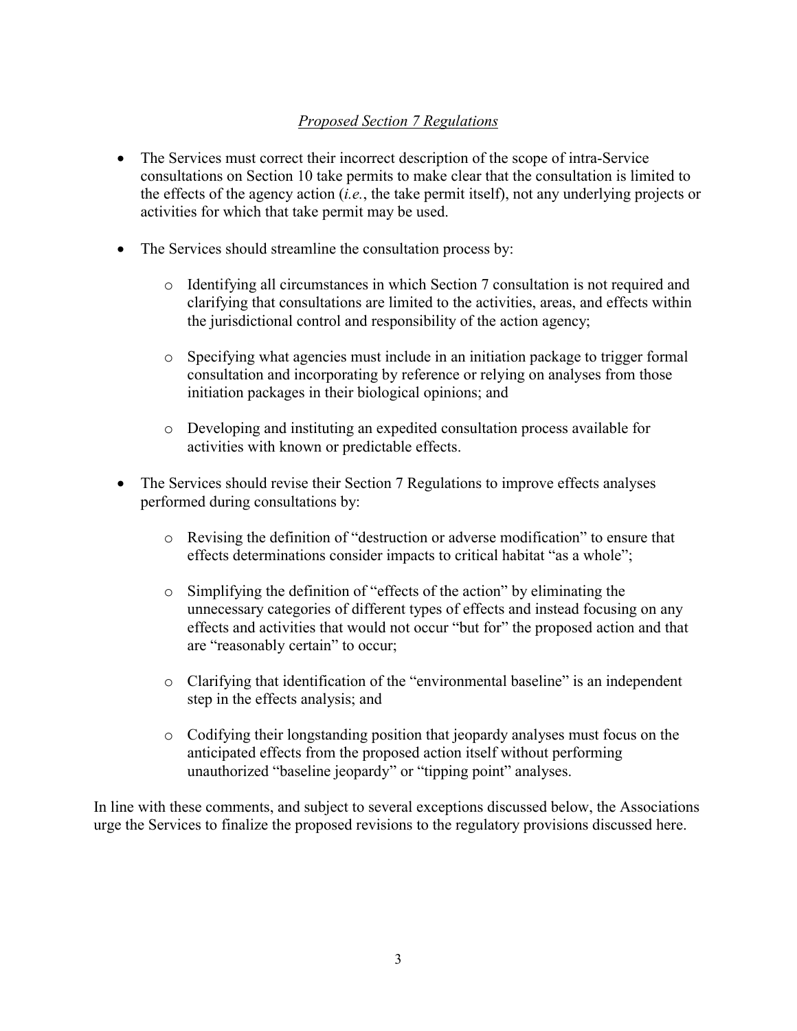*Proposed Section 7 Regulations*

- The Services must correct their incorrect description of the scope of intra-Service consultations on Section 10 take permits to make clear that the consultation is limited to the effects of the agency action (*i.e.*, the take permit itself), not any underlying projects or activities for which that take permit may be used.

- The Services should streamline the consultation process by:

  - Identifying all circumstances in which Section 7 consultation is not required and clarifying that consultations are limited to the activities, areas, and effects within the jurisdictional control and responsibility of the action agency;

  - Specifying what agencies must include in an initiation package to trigger formal consultation and incorporating by reference or relying on analyses from those initiation packages in their biological opinions; and

  - Developing and instituting an expedited consultation process available for activities with known or predictable effects.

- The Services should revise their Section 7 Regulations to improve effects analyses performed during consultations by:

  - Revising the definition of "destruction or adverse modification" to ensure that effects determinations consider impacts to critical habitat "as a whole";

  - Simplifying the definition of "effects of the action" by eliminating the unnecessary categories of different types of effects and instead focusing on any effects and activities that would not occur "but for" the proposed action and that are "reasonably certain" to occur;

  - Clarifying that identification of the "environmental baseline" is an independent step in the effects analysis; and

  - Codifying their longstanding position that jeopardy analyses must focus on the anticipated effects from the proposed action itself without performing unauthorized "baseline jeopardy" or "tipping point" analyses.

In line with these comments, and subject to several exceptions discussed below, the Associations urge the Services to finalize the proposed revisions to the regulatory provisions discussed here.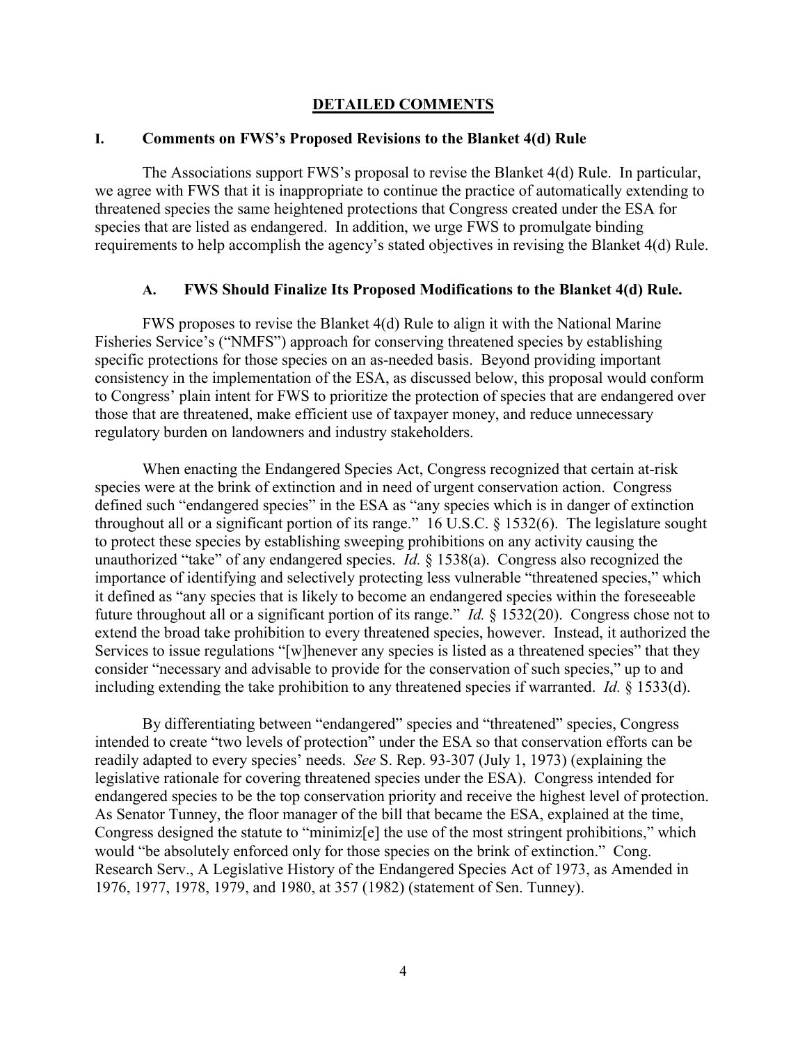## DETAILED COMMENTS

### I. Comments on FWS's Proposed Revisions to the Blanket 4(d) Rule

The Associations support FWS's proposal to revise the Blanket 4(d) Rule. In particular, we agree with FWS that it is inappropriate to continue the practice of automatically extending to threatened species the same heightened protections that Congress created under the ESA for species that are listed as endangered. In addition, we urge FWS to promulgate binding requirements to help accomplish the agency's stated objectives in revising the Blanket 4(d) Rule.

#### A. FWS Should Finalize Its Proposed Modifications to the Blanket 4(d) Rule.

FWS proposes to revise the Blanket 4(d) Rule to align it with the National Marine Fisheries Service's ("NMFS") approach for conserving threatened species by establishing specific protections for those species on an as-needed basis. Beyond providing important consistency in the implementation of the ESA, as discussed below, this proposal would conform to Congress' plain intent for FWS to prioritize the protection of species that are endangered over those that are threatened, make efficient use of taxpayer money, and reduce unnecessary regulatory burden on landowners and industry stakeholders.

When enacting the Endangered Species Act, Congress recognized that certain at-risk species were at the brink of extinction and in need of urgent conservation action. Congress defined such "endangered species" in the ESA as "any species which is in danger of extinction throughout all or a significant portion of its range." 16 U.S.C. § 1532(6). The legislature sought to protect these species by establishing sweeping prohibitions on any activity causing the unauthorized "take" of any endangered species. *Id.* § 1538(a). Congress also recognized the importance of identifying and selectively protecting less vulnerable "threatened species," which it defined as "any species that is likely to become an endangered species within the foreseeable future throughout all or a significant portion of its range." *Id.* § 1532(20). Congress chose not to extend the broad take prohibition to every threatened species, however. Instead, it authorized the Services to issue regulations "[w]henever any species is listed as a threatened species" that they consider "necessary and advisable to provide for the conservation of such species," up to and including extending the take prohibition to any threatened species if warranted. *Id.* § 1533(d).

By differentiating between "endangered" species and "threatened" species, Congress intended to create "two levels of protection" under the ESA so that conservation efforts can be readily adapted to every species' needs. *See* S. Rep. 93-307 (July 1, 1973) (explaining the legislative rationale for covering threatened species under the ESA). Congress intended for endangered species to be the top conservation priority and receive the highest level of protection. As Senator Tunney, the floor manager of the bill that became the ESA, explained at the time, Congress designed the statute to "minimiz[e] the use of the most stringent prohibitions," which would "be absolutely enforced only for those species on the brink of extinction." Cong. Research Serv., A Legislative History of the Endangered Species Act of 1973, as Amended in 1976, 1977, 1978, 1979, and 1980, at 357 (1982) (statement of Sen. Tunney).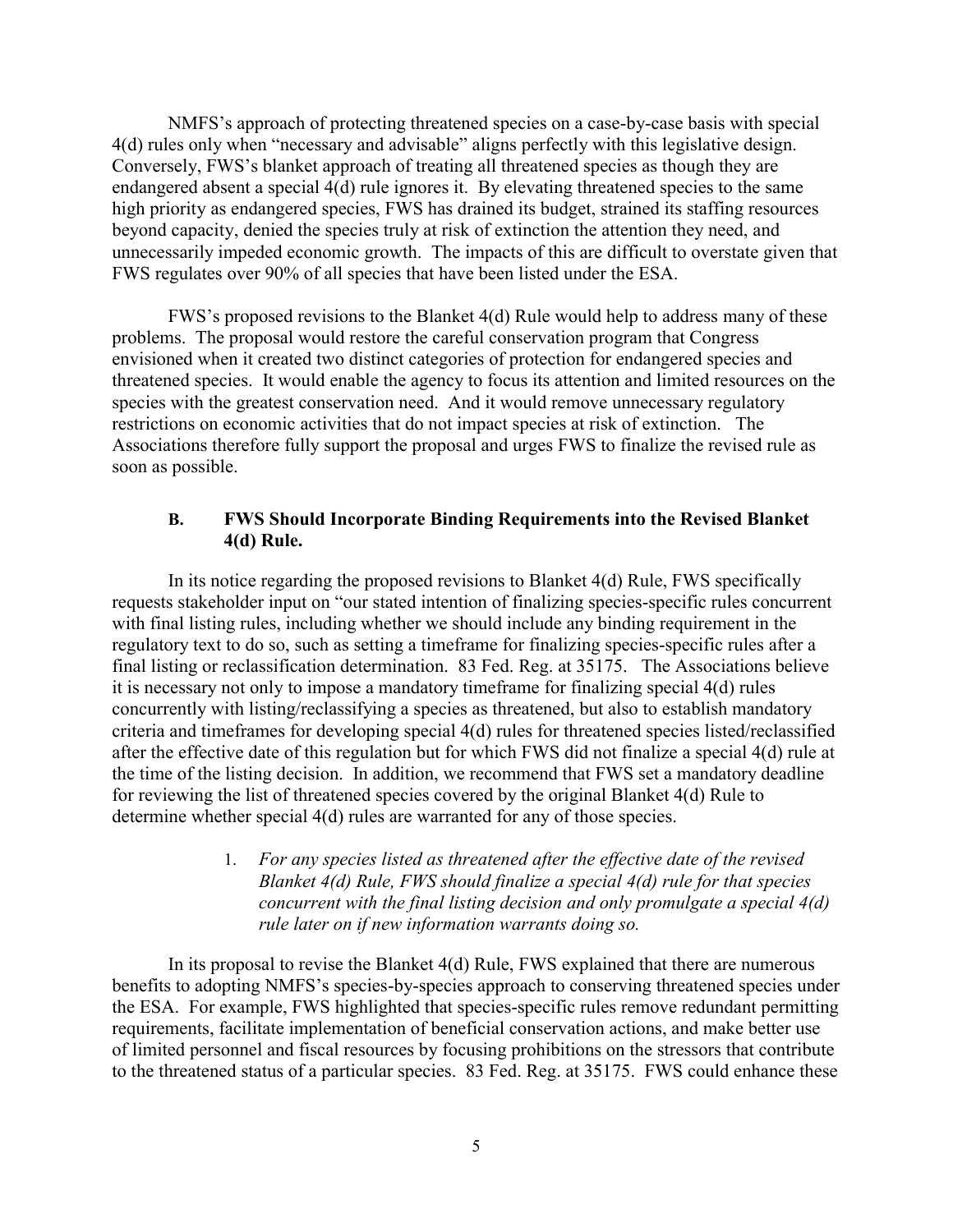NMFS's approach of protecting threatened species on a case-by-case basis with special 4(d) rules only when "necessary and advisable" aligns perfectly with this legislative design. Conversely, FWS's blanket approach of treating all threatened species as though they are endangered absent a special 4(d) rule ignores it. By elevating threatened species to the same high priority as endangered species, FWS has drained its budget, strained its staffing resources beyond capacity, denied the species truly at risk of extinction the attention they need, and unnecessarily impeded economic growth. The impacts of this are difficult to overstate given that FWS regulates over 90% of all species that have been listed under the ESA.

FWS's proposed revisions to the Blanket 4(d) Rule would help to address many of these problems. The proposal would restore the careful conservation program that Congress envisioned when it created two distinct categories of protection for endangered species and threatened species. It would enable the agency to focus its attention and limited resources on the species with the greatest conservation need. And it would remove unnecessary regulatory restrictions on economic activities that do not impact species at risk of extinction. The Associations therefore fully support the proposal and urges FWS to finalize the revised rule as soon as possible.

### B. FWS Should Incorporate Binding Requirements into the Revised Blanket 4(d) Rule.

In its notice regarding the proposed revisions to Blanket 4(d) Rule, FWS specifically requests stakeholder input on "our stated intention of finalizing species-specific rules concurrent with final listing rules, including whether we should include any binding requirement in the regulatory text to do so, such as setting a timeframe for finalizing species-specific rules after a final listing or reclassification determination. 83 Fed. Reg. at 35175. The Associations believe it is necessary not only to impose a mandatory timeframe for finalizing special 4(d) rules concurrently with listing/reclassifying a species as threatened, but also to establish mandatory criteria and timeframes for developing special 4(d) rules for threatened species listed/reclassified after the effective date of this regulation but for which FWS did not finalize a special 4(d) rule at the time of the listing decision. In addition, we recommend that FWS set a mandatory deadline for reviewing the list of threatened species covered by the original Blanket 4(d) Rule to determine whether special 4(d) rules are warranted for any of those species.

1. *For any species listed as threatened after the effective date of the revised Blanket 4(d) Rule, FWS should finalize a special 4(d) rule for that species concurrent with the final listing decision and only promulgate a special 4(d) rule later on if new information warrants doing so.*

In its proposal to revise the Blanket 4(d) Rule, FWS explained that there are numerous benefits to adopting NMFS's species-by-species approach to conserving threatened species under the ESA. For example, FWS highlighted that species-specific rules remove redundant permitting requirements, facilitate implementation of beneficial conservation actions, and make better use of limited personnel and fiscal resources by focusing prohibitions on the stressors that contribute to the threatened status of a particular species. 83 Fed. Reg. at 35175. FWS could enhance these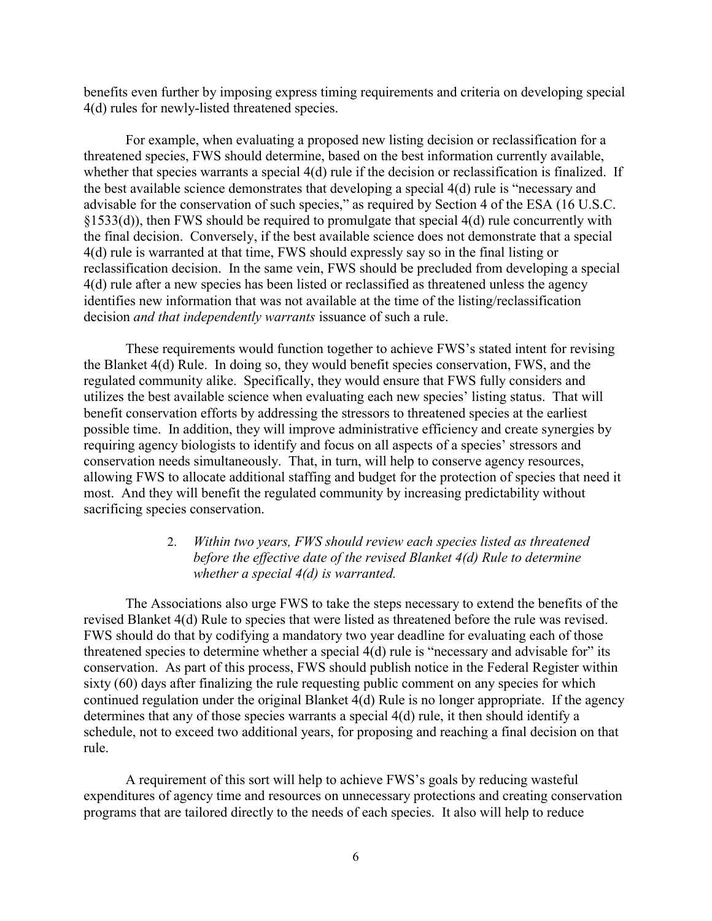benefits even further by imposing express timing requirements and criteria on developing special 4(d) rules for newly-listed threatened species.

For example, when evaluating a proposed new listing decision or reclassification for a threatened species, FWS should determine, based on the best information currently available, whether that species warrants a special 4(d) rule if the decision or reclassification is finalized. If the best available science demonstrates that developing a special 4(d) rule is "necessary and advisable for the conservation of such species," as required by Section 4 of the ESA (16 U.S.C. §1533(d)), then FWS should be required to promulgate that special 4(d) rule concurrently with the final decision. Conversely, if the best available science does not demonstrate that a special 4(d) rule is warranted at that time, FWS should expressly say so in the final listing or reclassification decision. In the same vein, FWS should be precluded from developing a special 4(d) rule after a new species has been listed or reclassified as threatened unless the agency identifies new information that was not available at the time of the listing/reclassification decision *and that independently warrants* issuance of such a rule.

These requirements would function together to achieve FWS's stated intent for revising the Blanket 4(d) Rule. In doing so, they would benefit species conservation, FWS, and the regulated community alike. Specifically, they would ensure that FWS fully considers and utilizes the best available science when evaluating each new species' listing status. That will benefit conservation efforts by addressing the stressors to threatened species at the earliest possible time. In addition, they will improve administrative efficiency and create synergies by requiring agency biologists to identify and focus on all aspects of a species' stressors and conservation needs simultaneously. That, in turn, will help to conserve agency resources, allowing FWS to allocate additional staffing and budget for the protection of species that need it most. And they will benefit the regulated community by increasing predictability without sacrificing species conservation.

2. *Within two years, FWS should review each species listed as threatened before the effective date of the revised Blanket 4(d) Rule to determine whether a special 4(d) is warranted.*

The Associations also urge FWS to take the steps necessary to extend the benefits of the revised Blanket 4(d) Rule to species that were listed as threatened before the rule was revised. FWS should do that by codifying a mandatory two year deadline for evaluating each of those threatened species to determine whether a special 4(d) rule is "necessary and advisable for" its conservation. As part of this process, FWS should publish notice in the Federal Register within sixty (60) days after finalizing the rule requesting public comment on any species for which continued regulation under the original Blanket 4(d) Rule is no longer appropriate. If the agency determines that any of those species warrants a special 4(d) rule, it then should identify a schedule, not to exceed two additional years, for proposing and reaching a final decision on that rule.

A requirement of this sort will help to achieve FWS's goals by reducing wasteful expenditures of agency time and resources on unnecessary protections and creating conservation programs that are tailored directly to the needs of each species. It also will help to reduce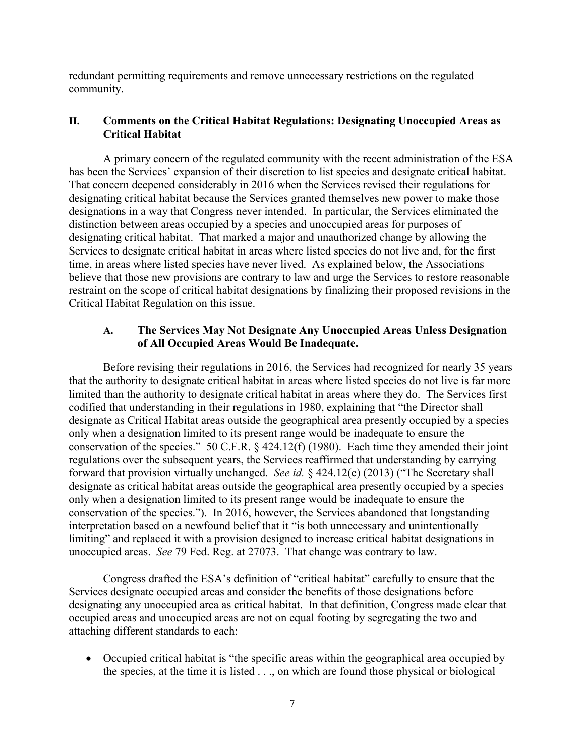redundant permitting requirements and remove unnecessary restrictions on the regulated community.

## II. Comments on the Critical Habitat Regulations: Designating Unoccupied Areas as Critical Habitat

A primary concern of the regulated community with the recent administration of the ESA has been the Services' expansion of their discretion to list species and designate critical habitat. That concern deepened considerably in 2016 when the Services revised their regulations for designating critical habitat because the Services granted themselves new power to make those designations in a way that Congress never intended. In particular, the Services eliminated the distinction between areas occupied by a species and unoccupied areas for purposes of designating critical habitat. That marked a major and unauthorized change by allowing the Services to designate critical habitat in areas where listed species do not live and, for the first time, in areas where listed species have never lived. As explained below, the Associations believe that those new provisions are contrary to law and urge the Services to restore reasonable restraint on the scope of critical habitat designations by finalizing their proposed revisions in the Critical Habitat Regulation on this issue.

### A. The Services May Not Designate Any Unoccupied Areas Unless Designation of All Occupied Areas Would Be Inadequate.

Before revising their regulations in 2016, the Services had recognized for nearly 35 years that the authority to designate critical habitat in areas where listed species do not live is far more limited than the authority to designate critical habitat in areas where they do. The Services first codified that understanding in their regulations in 1980, explaining that "the Director shall designate as Critical Habitat areas outside the geographical area presently occupied by a species only when a designation limited to its present range would be inadequate to ensure the conservation of the species." 50 C.F.R. § 424.12(f) (1980). Each time they amended their joint regulations over the subsequent years, the Services reaffirmed that understanding by carrying forward that provision virtually unchanged. *See id.* § 424.12(e) (2013) ("The Secretary shall designate as critical habitat areas outside the geographical area presently occupied by a species only when a designation limited to its present range would be inadequate to ensure the conservation of the species."). In 2016, however, the Services abandoned that longstanding interpretation based on a newfound belief that it "is both unnecessary and unintentionally limiting" and replaced it with a provision designed to increase critical habitat designations in unoccupied areas. *See* 79 Fed. Reg. at 27073. That change was contrary to law.

Congress drafted the ESA's definition of "critical habitat" carefully to ensure that the Services designate occupied areas and consider the benefits of those designations before designating any unoccupied area as critical habitat. In that definition, Congress made clear that occupied areas and unoccupied areas are not on equal footing by segregating the two and attaching different standards to each:

- Occupied critical habitat is "the specific areas within the geographical area occupied by the species, at the time it is listed . . ., on which are found those physical or biological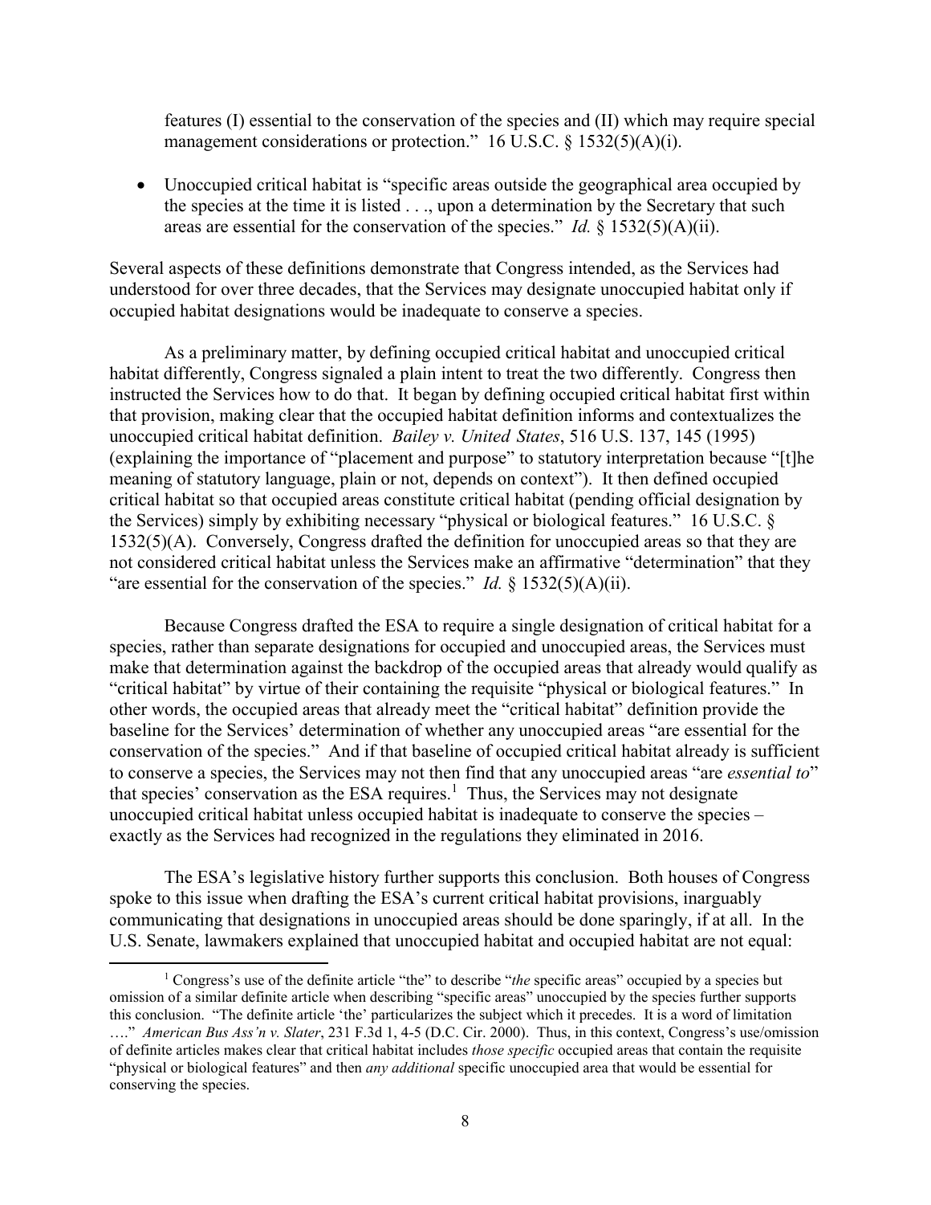features (I) essential to the conservation of the species and (II) which may require special management considerations or protection." 16 U.S.C. § 1532(5)(A)(i).

- Unoccupied critical habitat is "specific areas outside the geographical area occupied by the species at the time it is listed . . ., upon a determination by the Secretary that such areas are essential for the conservation of the species." *Id.* § 1532(5)(A)(ii).

Several aspects of these definitions demonstrate that Congress intended, as the Services had understood for over three decades, that the Services may designate unoccupied habitat only if occupied habitat designations would be inadequate to conserve a species.

As a preliminary matter, by defining occupied critical habitat and unoccupied critical habitat differently, Congress signaled a plain intent to treat the two differently. Congress then instructed the Services how to do that. It began by defining occupied critical habitat first within that provision, making clear that the occupied habitat definition informs and contextualizes the unoccupied critical habitat definition. *Bailey v. United States*, 516 U.S. 137, 145 (1995) (explaining the importance of "placement and purpose" to statutory interpretation because "[t]he meaning of statutory language, plain or not, depends on context"). It then defined occupied critical habitat so that occupied areas constitute critical habitat (pending official designation by the Services) simply by exhibiting necessary "physical or biological features." 16 U.S.C. § 1532(5)(A). Conversely, Congress drafted the definition for unoccupied areas so that they are not considered critical habitat unless the Services make an affirmative "determination" that they "are essential for the conservation of the species." *Id.* § 1532(5)(A)(ii).

Because Congress drafted the ESA to require a single designation of critical habitat for a species, rather than separate designations for occupied and unoccupied areas, the Services must make that determination against the backdrop of the occupied areas that already would qualify as "critical habitat" by virtue of their containing the requisite "physical or biological features." In other words, the occupied areas that already meet the "critical habitat" definition provide the baseline for the Services' determination of whether any unoccupied areas "are essential for the conservation of the species." And if that baseline of occupied critical habitat already is sufficient to conserve a species, the Services may not then find that any unoccupied areas "are *essential to*" that species' conservation as the ESA requires.[1] Thus, the Services may not designate unoccupied critical habitat unless occupied habitat is inadequate to conserve the species – exactly as the Services had recognized in the regulations they eliminated in 2016.

The ESA's legislative history further supports this conclusion. Both houses of Congress spoke to this issue when drafting the ESA's current critical habitat provisions, inarguably communicating that designations in unoccupied areas should be done sparingly, if at all. In the U.S. Senate, lawmakers explained that unoccupied habitat and occupied habitat are not equal:

[1] Congress's use of the definite article "the" to describe "*the* specific areas" occupied by a species but omission of a similar definite article when describing "specific areas" unoccupied by the species further supports this conclusion. "The definite article 'the' particularizes the subject which it precedes. It is a word of limitation …." *American Bus Ass'n v. Slater*, 231 F.3d 1, 4-5 (D.C. Cir. 2000). Thus, in this context, Congress's use/omission of definite articles makes clear that critical habitat includes *those specific* occupied areas that contain the requisite "physical or biological features" and then *any additional* specific unoccupied area that would be essential for conserving the species.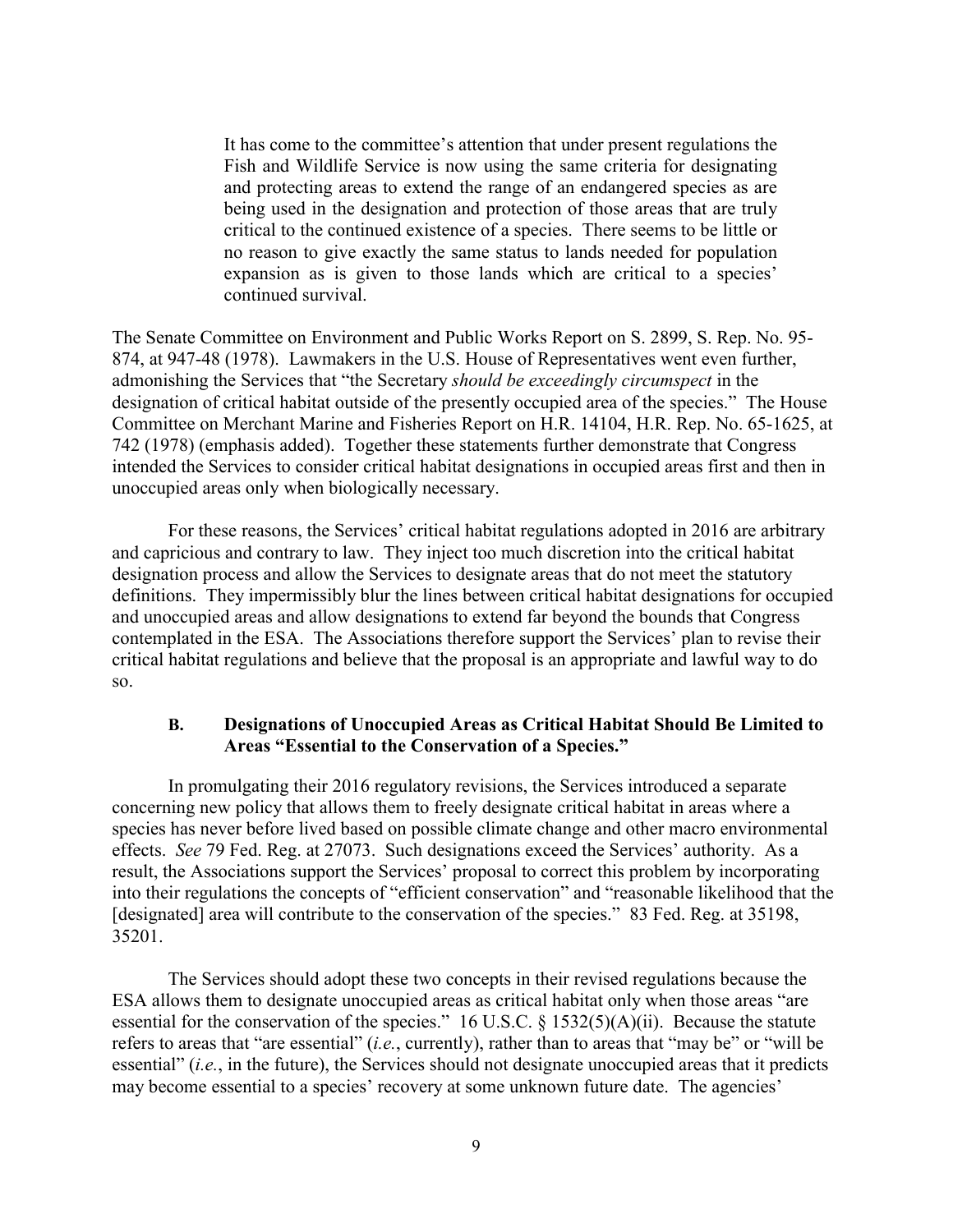> It has come to the committee's attention that under present regulations the Fish and Wildlife Service is now using the same criteria for designating and protecting areas to extend the range of an endangered species as are being used in the designation and protection of those areas that are truly critical to the continued existence of a species. There seems to be little or no reason to give exactly the same status to lands needed for population expansion as is given to those lands which are critical to a species' continued survival.

The Senate Committee on Environment and Public Works Report on S. 2899, S. Rep. No. 95-874, at 947-48 (1978). Lawmakers in the U.S. House of Representatives went even further, admonishing the Services that "the Secretary *should be exceedingly circumspect* in the designation of critical habitat outside of the presently occupied area of the species." The House Committee on Merchant Marine and Fisheries Report on H.R. 14104, H.R. Rep. No. 65-1625, at 742 (1978) (emphasis added). Together these statements further demonstrate that Congress intended the Services to consider critical habitat designations in occupied areas first and then in unoccupied areas only when biologically necessary.

For these reasons, the Services' critical habitat regulations adopted in 2016 are arbitrary and capricious and contrary to law. They inject too much discretion into the critical habitat designation process and allow the Services to designate areas that do not meet the statutory definitions. They impermissibly blur the lines between critical habitat designations for occupied and unoccupied areas and allow designations to extend far beyond the bounds that Congress contemplated in the ESA. The Associations therefore support the Services' plan to revise their critical habitat regulations and believe that the proposal is an appropriate and lawful way to do so.

### B. Designations of Unoccupied Areas as Critical Habitat Should Be Limited to Areas "Essential to the Conservation of a Species."

In promulgating their 2016 regulatory revisions, the Services introduced a separate concerning new policy that allows them to freely designate critical habitat in areas where a species has never before lived based on possible climate change and other macro environmental effects. *See* 79 Fed. Reg. at 27073. Such designations exceed the Services' authority. As a result, the Associations support the Services' proposal to correct this problem by incorporating into their regulations the concepts of "efficient conservation" and "reasonable likelihood that the [designated] area will contribute to the conservation of the species." 83 Fed. Reg. at 35198, 35201.

The Services should adopt these two concepts in their revised regulations because the ESA allows them to designate unoccupied areas as critical habitat only when those areas "are essential for the conservation of the species." 16 U.S.C. § 1532(5)(A)(ii). Because the statute refers to areas that "are essential" (*i.e.*, currently), rather than to areas that "may be" or "will be essential" (*i.e.*, in the future), the Services should not designate unoccupied areas that it predicts may become essential to a species' recovery at some unknown future date. The agencies'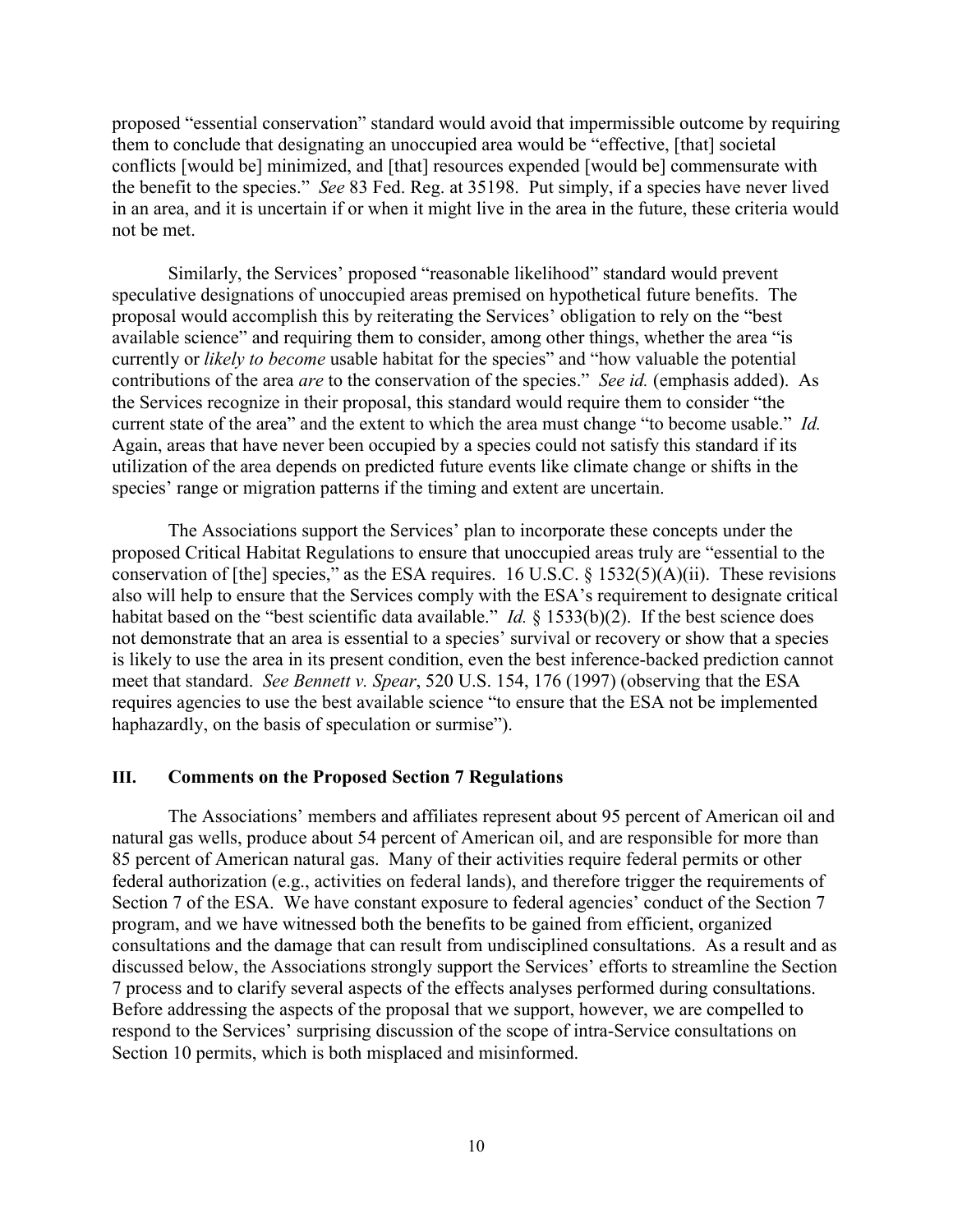proposed "essential conservation" standard would avoid that impermissible outcome by requiring them to conclude that designating an unoccupied area would be "effective, [that] societal conflicts [would be] minimized, and [that] resources expended [would be] commensurate with the benefit to the species." *See* 83 Fed. Reg. at 35198. Put simply, if a species have never lived in an area, and it is uncertain if or when it might live in the area in the future, these criteria would not be met.

Similarly, the Services' proposed "reasonable likelihood" standard would prevent speculative designations of unoccupied areas premised on hypothetical future benefits. The proposal would accomplish this by reiterating the Services' obligation to rely on the "best available science" and requiring them to consider, among other things, whether the area "is currently or *likely to become* usable habitat for the species" and "how valuable the potential contributions of the area *are* to the conservation of the species." *See id.* (emphasis added). As the Services recognize in their proposal, this standard would require them to consider "the current state of the area" and the extent to which the area must change "to become usable." *Id.* Again, areas that have never been occupied by a species could not satisfy this standard if its utilization of the area depends on predicted future events like climate change or shifts in the species' range or migration patterns if the timing and extent are uncertain.

The Associations support the Services' plan to incorporate these concepts under the proposed Critical Habitat Regulations to ensure that unoccupied areas truly are "essential to the conservation of [the] species," as the ESA requires. 16 U.S.C. § 1532(5)(A)(ii). These revisions also will help to ensure that the Services comply with the ESA's requirement to designate critical habitat based on the "best scientific data available." *Id.* § 1533(b)(2). If the best science does not demonstrate that an area is essential to a species' survival or recovery or show that a species is likely to use the area in its present condition, even the best inference-backed prediction cannot meet that standard. *See Bennett v. Spear*, 520 U.S. 154, 176 (1997) (observing that the ESA requires agencies to use the best available science "to ensure that the ESA not be implemented haphazardly, on the basis of speculation or surmise").

## III. Comments on the Proposed Section 7 Regulations

The Associations' members and affiliates represent about 95 percent of American oil and natural gas wells, produce about 54 percent of American oil, and are responsible for more than 85 percent of American natural gas. Many of their activities require federal permits or other federal authorization (e.g., activities on federal lands), and therefore trigger the requirements of Section 7 of the ESA. We have constant exposure to federal agencies' conduct of the Section 7 program, and we have witnessed both the benefits to be gained from efficient, organized consultations and the damage that can result from undisciplined consultations. As a result and as discussed below, the Associations strongly support the Services' efforts to streamline the Section 7 process and to clarify several aspects of the effects analyses performed during consultations. Before addressing the aspects of the proposal that we support, however, we are compelled to respond to the Services' surprising discussion of the scope of intra-Service consultations on Section 10 permits, which is both misplaced and misinformed.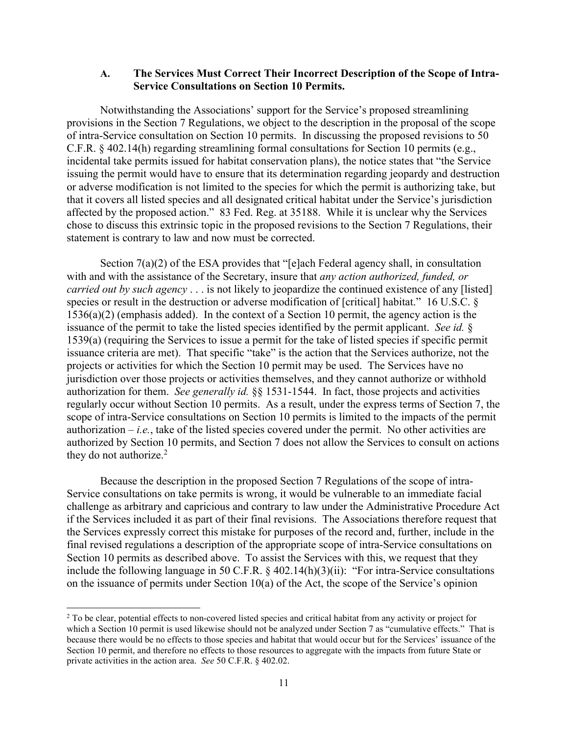### A. The Services Must Correct Their Incorrect Description of the Scope of Intra-Service Consultations on Section 10 Permits.

Notwithstanding the Associations' support for the Service's proposed streamlining provisions in the Section 7 Regulations, we object to the description in the proposal of the scope of intra-Service consultation on Section 10 permits. In discussing the proposed revisions to 50 C.F.R. § 402.14(h) regarding streamlining formal consultations for Section 10 permits (e.g., incidental take permits issued for habitat conservation plans), the notice states that "the Service issuing the permit would have to ensure that its determination regarding jeopardy and destruction or adverse modification is not limited to the species for which the permit is authorizing take, but that it covers all listed species and all designated critical habitat under the Service's jurisdiction affected by the proposed action." 83 Fed. Reg. at 35188. While it is unclear why the Services chose to discuss this extrinsic topic in the proposed revisions to the Section 7 Regulations, their statement is contrary to law and now must be corrected.

Section 7(a)(2) of the ESA provides that "[e]ach Federal agency shall, in consultation with and with the assistance of the Secretary, insure that *any action authorized, funded, or carried out by such agency* . . . is not likely to jeopardize the continued existence of any [listed] species or result in the destruction or adverse modification of [critical] habitat." 16 U.S.C. § 1536(a)(2) (emphasis added). In the context of a Section 10 permit, the agency action is the issuance of the permit to take the listed species identified by the permit applicant. *See id.* § 1539(a) (requiring the Services to issue a permit for the take of listed species if specific permit issuance criteria are met). That specific "take" is the action that the Services authorize, not the projects or activities for which the Section 10 permit may be used. The Services have no jurisdiction over those projects or activities themselves, and they cannot authorize or withhold authorization for them. *See generally id.* §§ 1531-1544. In fact, those projects and activities regularly occur without Section 10 permits. As a result, under the express terms of Section 7, the scope of intra-Service consultations on Section 10 permits is limited to the impacts of the permit authorization – *i.e.*, take of the listed species covered under the permit. No other activities are authorized by Section 10 permits, and Section 7 does not allow the Services to consult on actions they do not authorize.[2]

Because the description in the proposed Section 7 Regulations of the scope of intra-Service consultations on take permits is wrong, it would be vulnerable to an immediate facial challenge as arbitrary and capricious and contrary to law under the Administrative Procedure Act if the Services included it as part of their final revisions. The Associations therefore request that the Services expressly correct this mistake for purposes of the record and, further, include in the final revised regulations a description of the appropriate scope of intra-Service consultations on Section 10 permits as described above. To assist the Services with this, we request that they include the following language in 50 C.F.R. § 402.14(h)(3)(ii): "For intra-Service consultations on the issuance of permits under Section 10(a) of the Act, the scope of the Service's opinion

[2] To be clear, potential effects to non-covered listed species and critical habitat from any activity or project for which a Section 10 permit is used likewise should not be analyzed under Section 7 as "cumulative effects." That is because there would be no effects to those species and habitat that would occur but for the Services' issuance of the Section 10 permit, and therefore no effects to those resources to aggregate with the impacts from future State or private activities in the action area. *See* 50 C.F.R. § 402.02.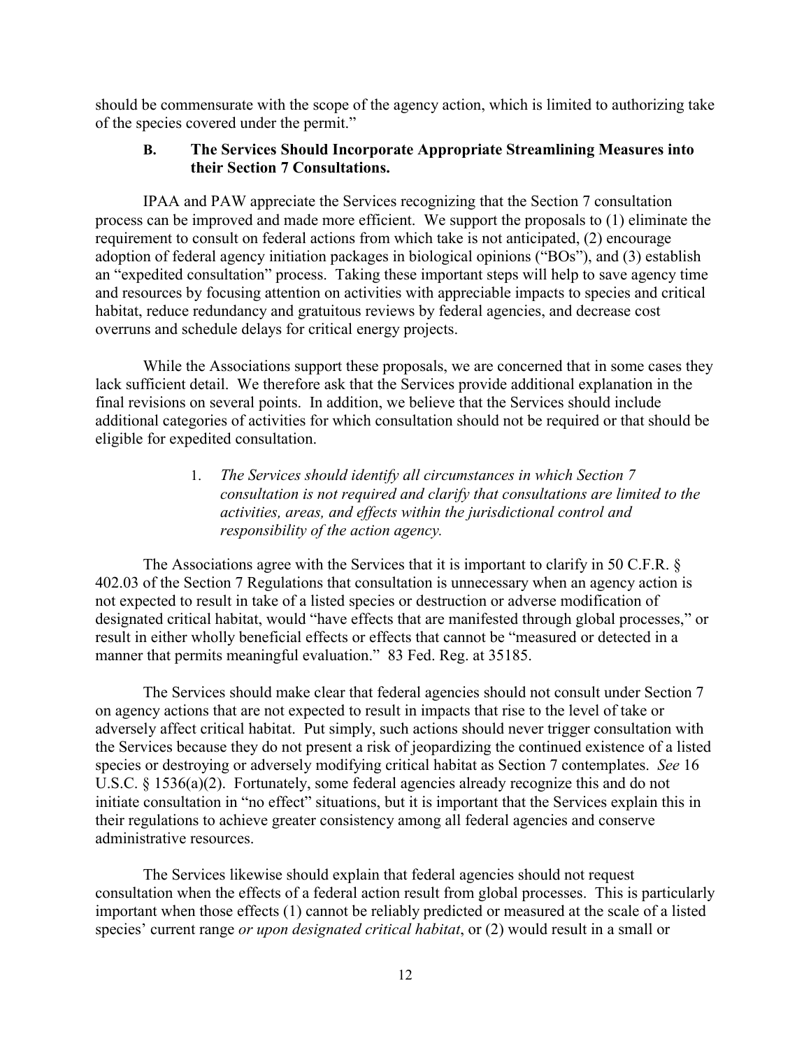should be commensurate with the scope of the agency action, which is limited to authorizing take of the species covered under the permit."

### B. The Services Should Incorporate Appropriate Streamlining Measures into their Section 7 Consultations.

IPAA and PAW appreciate the Services recognizing that the Section 7 consultation process can be improved and made more efficient. We support the proposals to (1) eliminate the requirement to consult on federal actions from which take is not anticipated, (2) encourage adoption of federal agency initiation packages in biological opinions ("BOs"), and (3) establish an "expedited consultation" process. Taking these important steps will help to save agency time and resources by focusing attention on activities with appreciable impacts to species and critical habitat, reduce redundancy and gratuitous reviews by federal agencies, and decrease cost overruns and schedule delays for critical energy projects.

While the Associations support these proposals, we are concerned that in some cases they lack sufficient detail. We therefore ask that the Services provide additional explanation in the final revisions on several points. In addition, we believe that the Services should include additional categories of activities for which consultation should not be required or that should be eligible for expedited consultation.

1. *The Services should identify all circumstances in which Section 7 consultation is not required and clarify that consultations are limited to the activities, areas, and effects within the jurisdictional control and responsibility of the action agency.*

The Associations agree with the Services that it is important to clarify in 50 C.F.R. § 402.03 of the Section 7 Regulations that consultation is unnecessary when an agency action is not expected to result in take of a listed species or destruction or adverse modification of designated critical habitat, would "have effects that are manifested through global processes," or result in either wholly beneficial effects or effects that cannot be "measured or detected in a manner that permits meaningful evaluation." 83 Fed. Reg. at 35185.

The Services should make clear that federal agencies should not consult under Section 7 on agency actions that are not expected to result in impacts that rise to the level of take or adversely affect critical habitat. Put simply, such actions should never trigger consultation with the Services because they do not present a risk of jeopardizing the continued existence of a listed species or destroying or adversely modifying critical habitat as Section 7 contemplates. *See* 16 U.S.C. § 1536(a)(2). Fortunately, some federal agencies already recognize this and do not initiate consultation in "no effect" situations, but it is important that the Services explain this in their regulations to achieve greater consistency among all federal agencies and conserve administrative resources.

The Services likewise should explain that federal agencies should not request consultation when the effects of a federal action result from global processes. This is particularly important when those effects (1) cannot be reliably predicted or measured at the scale of a listed species' current range *or upon designated critical habitat*, or (2) would result in a small or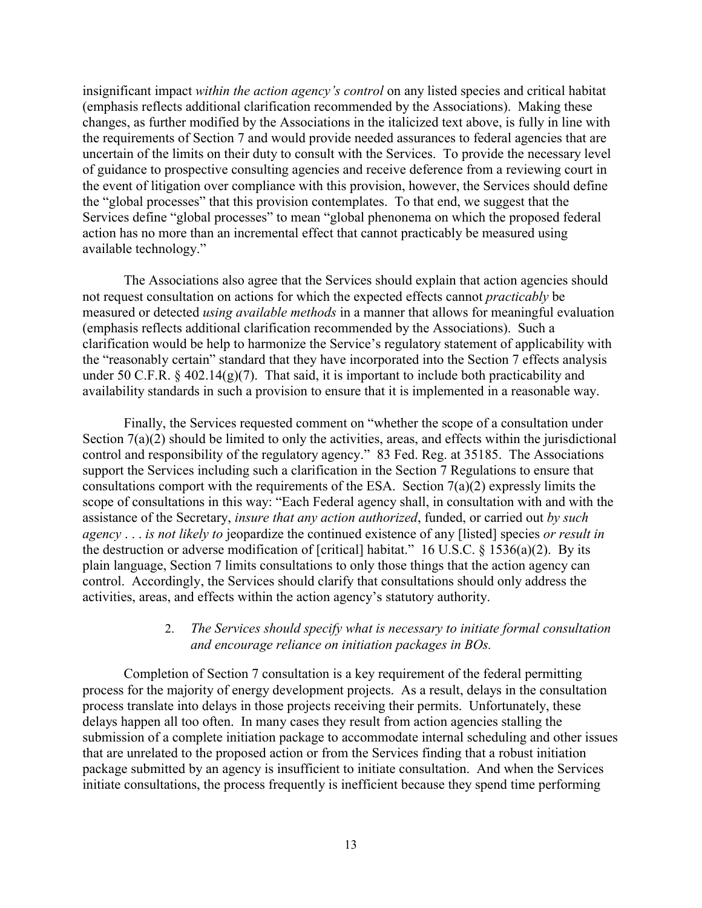insignificant impact *within the action agency's control* on any listed species and critical habitat (emphasis reflects additional clarification recommended by the Associations). Making these changes, as further modified by the Associations in the italicized text above, is fully in line with the requirements of Section 7 and would provide needed assurances to federal agencies that are uncertain of the limits on their duty to consult with the Services. To provide the necessary level of guidance to prospective consulting agencies and receive deference from a reviewing court in the event of litigation over compliance with this provision, however, the Services should define the "global processes" that this provision contemplates. To that end, we suggest that the Services define "global processes" to mean "global phenonema on which the proposed federal action has no more than an incremental effect that cannot practicably be measured using available technology."

The Associations also agree that the Services should explain that action agencies should not request consultation on actions for which the expected effects cannot *practicably* be measured or detected *using available methods* in a manner that allows for meaningful evaluation (emphasis reflects additional clarification recommended by the Associations). Such a clarification would be help to harmonize the Service's regulatory statement of applicability with the "reasonably certain" standard that they have incorporated into the Section 7 effects analysis under 50 C.F.R. § 402.14(g)(7). That said, it is important to include both practicability and availability standards in such a provision to ensure that it is implemented in a reasonable way.

Finally, the Services requested comment on "whether the scope of a consultation under Section 7(a)(2) should be limited to only the activities, areas, and effects within the jurisdictional control and responsibility of the regulatory agency." 83 Fed. Reg. at 35185. The Associations support the Services including such a clarification in the Section 7 Regulations to ensure that consultations comport with the requirements of the ESA. Section 7(a)(2) expressly limits the scope of consultations in this way: "Each Federal agency shall, in consultation with and with the assistance of the Secretary, *insure that any action authorized*, funded, or carried out *by such agency . . . is not likely to* jeopardize the continued existence of any [listed] species *or result in* the destruction or adverse modification of [critical] habitat." 16 U.S.C. § 1536(a)(2). By its plain language, Section 7 limits consultations to only those things that the action agency can control. Accordingly, the Services should clarify that consultations should only address the activities, areas, and effects within the action agency's statutory authority.

2. *The Services should specify what is necessary to initiate formal consultation and encourage reliance on initiation packages in BOs.*

Completion of Section 7 consultation is a key requirement of the federal permitting process for the majority of energy development projects. As a result, delays in the consultation process translate into delays in those projects receiving their permits. Unfortunately, these delays happen all too often. In many cases they result from action agencies stalling the submission of a complete initiation package to accommodate internal scheduling and other issues that are unrelated to the proposed action or from the Services finding that a robust initiation package submitted by an agency is insufficient to initiate consultation. And when the Services initiate consultations, the process frequently is inefficient because they spend time performing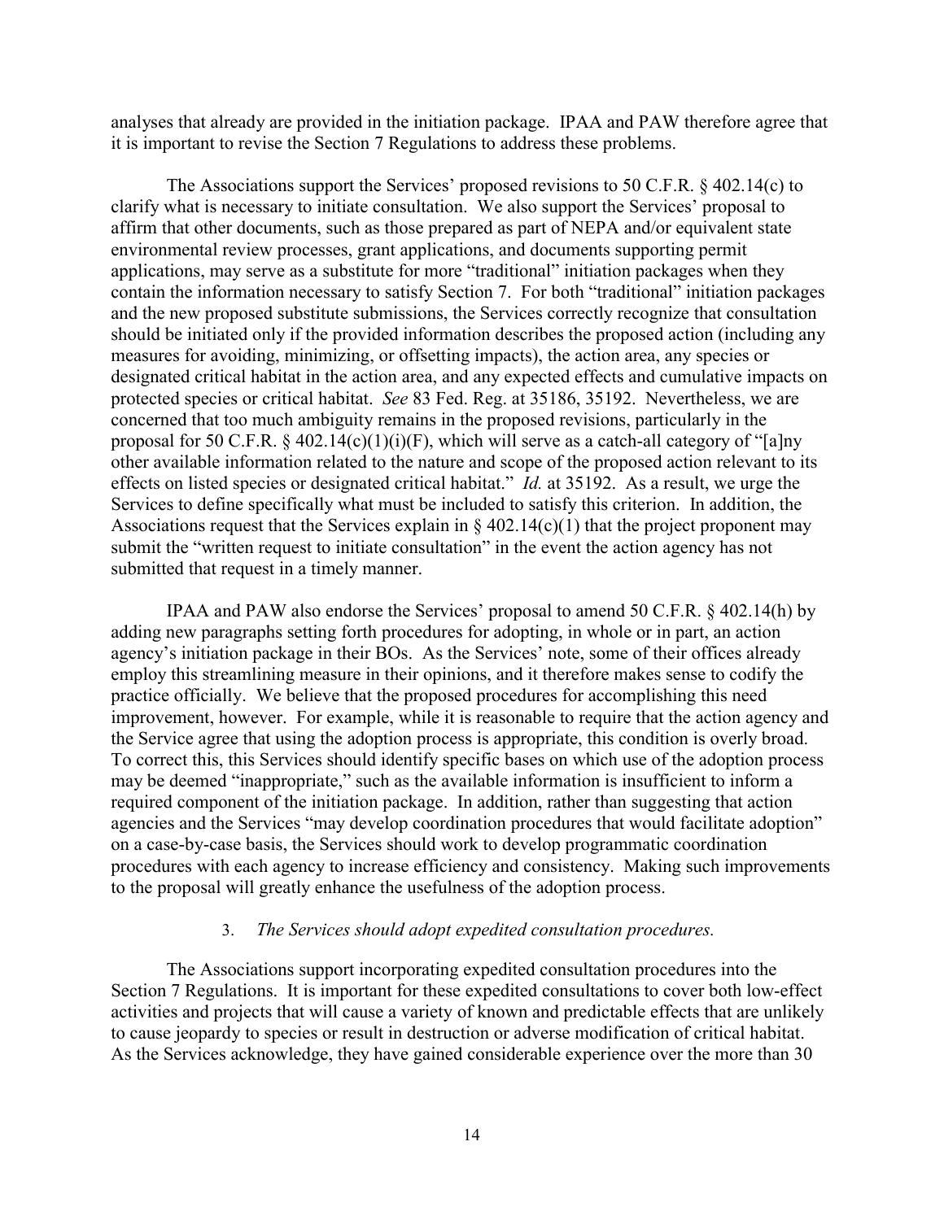analyses that already are provided in the initiation package. IPAA and PAW therefore agree that it is important to revise the Section 7 Regulations to address these problems.

The Associations support the Services' proposed revisions to 50 C.F.R. § 402.14(c) to clarify what is necessary to initiate consultation. We also support the Services' proposal to affirm that other documents, such as those prepared as part of NEPA and/or equivalent state environmental review processes, grant applications, and documents supporting permit applications, may serve as a substitute for more "traditional" initiation packages when they contain the information necessary to satisfy Section 7. For both "traditional" initiation packages and the new proposed substitute submissions, the Services correctly recognize that consultation should be initiated only if the provided information describes the proposed action (including any measures for avoiding, minimizing, or offsetting impacts), the action area, any species or designated critical habitat in the action area, and any expected effects and cumulative impacts on protected species or critical habitat. *See* 83 Fed. Reg. at 35186, 35192. Nevertheless, we are concerned that too much ambiguity remains in the proposed revisions, particularly in the proposal for 50 C.F.R. § 402.14(c)(1)(i)(F), which will serve as a catch-all category of "[a]ny other available information related to the nature and scope of the proposed action relevant to its effects on listed species or designated critical habitat." *Id.* at 35192. As a result, we urge the Services to define specifically what must be included to satisfy this criterion. In addition, the Associations request that the Services explain in § 402.14(c)(1) that the project proponent may submit the "written request to initiate consultation" in the event the action agency has not submitted that request in a timely manner.

IPAA and PAW also endorse the Services' proposal to amend 50 C.F.R. § 402.14(h) by adding new paragraphs setting forth procedures for adopting, in whole or in part, an action agency's initiation package in their BOs. As the Services' note, some of their offices already employ this streamlining measure in their opinions, and it therefore makes sense to codify the practice officially. We believe that the proposed procedures for accomplishing this need improvement, however. For example, while it is reasonable to require that the action agency and the Service agree that using the adoption process is appropriate, this condition is overly broad. To correct this, this Services should identify specific bases on which use of the adoption process may be deemed "inappropriate," such as the available information is insufficient to inform a required component of the initiation package. In addition, rather than suggesting that action agencies and the Services "may develop coordination procedures that would facilitate adoption" on a case-by-case basis, the Services should work to develop programmatic coordination procedures with each agency to increase efficiency and consistency. Making such improvements to the proposal will greatly enhance the usefulness of the adoption process.

3. *The Services should adopt expedited consultation procedures.*

The Associations support incorporating expedited consultation procedures into the Section 7 Regulations. It is important for these expedited consultations to cover both low-effect activities and projects that will cause a variety of known and predictable effects that are unlikely to cause jeopardy to species or result in destruction or adverse modification of critical habitat. As the Services acknowledge, they have gained considerable experience over the more than 30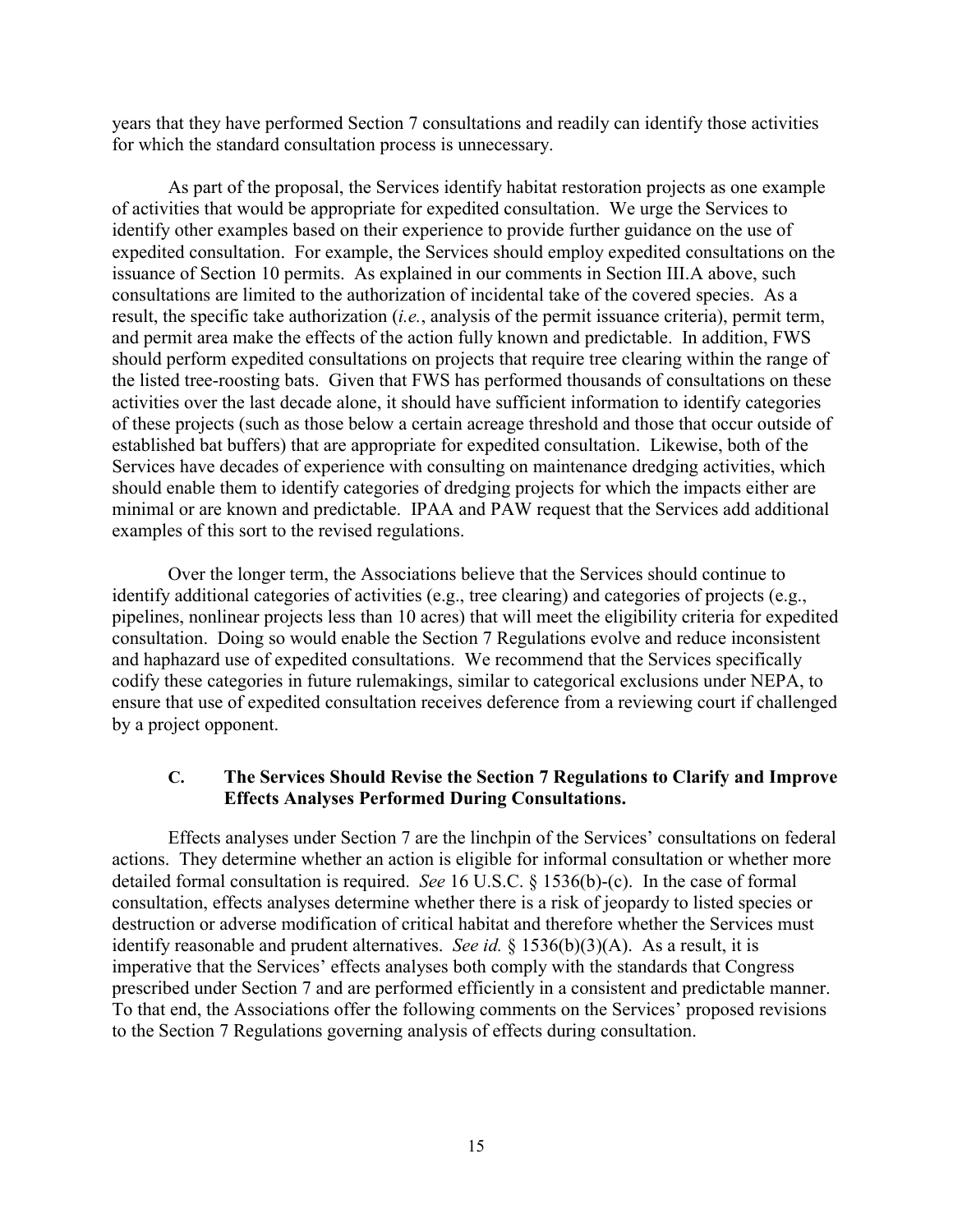years that they have performed Section 7 consultations and readily can identify those activities for which the standard consultation process is unnecessary.

As part of the proposal, the Services identify habitat restoration projects as one example of activities that would be appropriate for expedited consultation. We urge the Services to identify other examples based on their experience to provide further guidance on the use of expedited consultation. For example, the Services should employ expedited consultations on the issuance of Section 10 permits. As explained in our comments in Section III.A above, such consultations are limited to the authorization of incidental take of the covered species. As a result, the specific take authorization (*i.e.*, analysis of the permit issuance criteria), permit term, and permit area make the effects of the action fully known and predictable. In addition, FWS should perform expedited consultations on projects that require tree clearing within the range of the listed tree-roosting bats. Given that FWS has performed thousands of consultations on these activities over the last decade alone, it should have sufficient information to identify categories of these projects (such as those below a certain acreage threshold and those that occur outside of established bat buffers) that are appropriate for expedited consultation. Likewise, both of the Services have decades of experience with consulting on maintenance dredging activities, which should enable them to identify categories of dredging projects for which the impacts either are minimal or are known and predictable. IPAA and PAW request that the Services add additional examples of this sort to the revised regulations.

Over the longer term, the Associations believe that the Services should continue to identify additional categories of activities (e.g., tree clearing) and categories of projects (e.g., pipelines, nonlinear projects less than 10 acres) that will meet the eligibility criteria for expedited consultation. Doing so would enable the Section 7 Regulations evolve and reduce inconsistent and haphazard use of expedited consultations. We recommend that the Services specifically codify these categories in future rulemakings, similar to categorical exclusions under NEPA, to ensure that use of expedited consultation receives deference from a reviewing court if challenged by a project opponent.

### C. The Services Should Revise the Section 7 Regulations to Clarify and Improve Effects Analyses Performed During Consultations.

Effects analyses under Section 7 are the linchpin of the Services' consultations on federal actions. They determine whether an action is eligible for informal consultation or whether more detailed formal consultation is required. *See* 16 U.S.C. § 1536(b)-(c). In the case of formal consultation, effects analyses determine whether there is a risk of jeopardy to listed species or destruction or adverse modification of critical habitat and therefore whether the Services must identify reasonable and prudent alternatives. *See id.* § 1536(b)(3)(A). As a result, it is imperative that the Services' effects analyses both comply with the standards that Congress prescribed under Section 7 and are performed efficiently in a consistent and predictable manner. To that end, the Associations offer the following comments on the Services' proposed revisions to the Section 7 Regulations governing analysis of effects during consultation.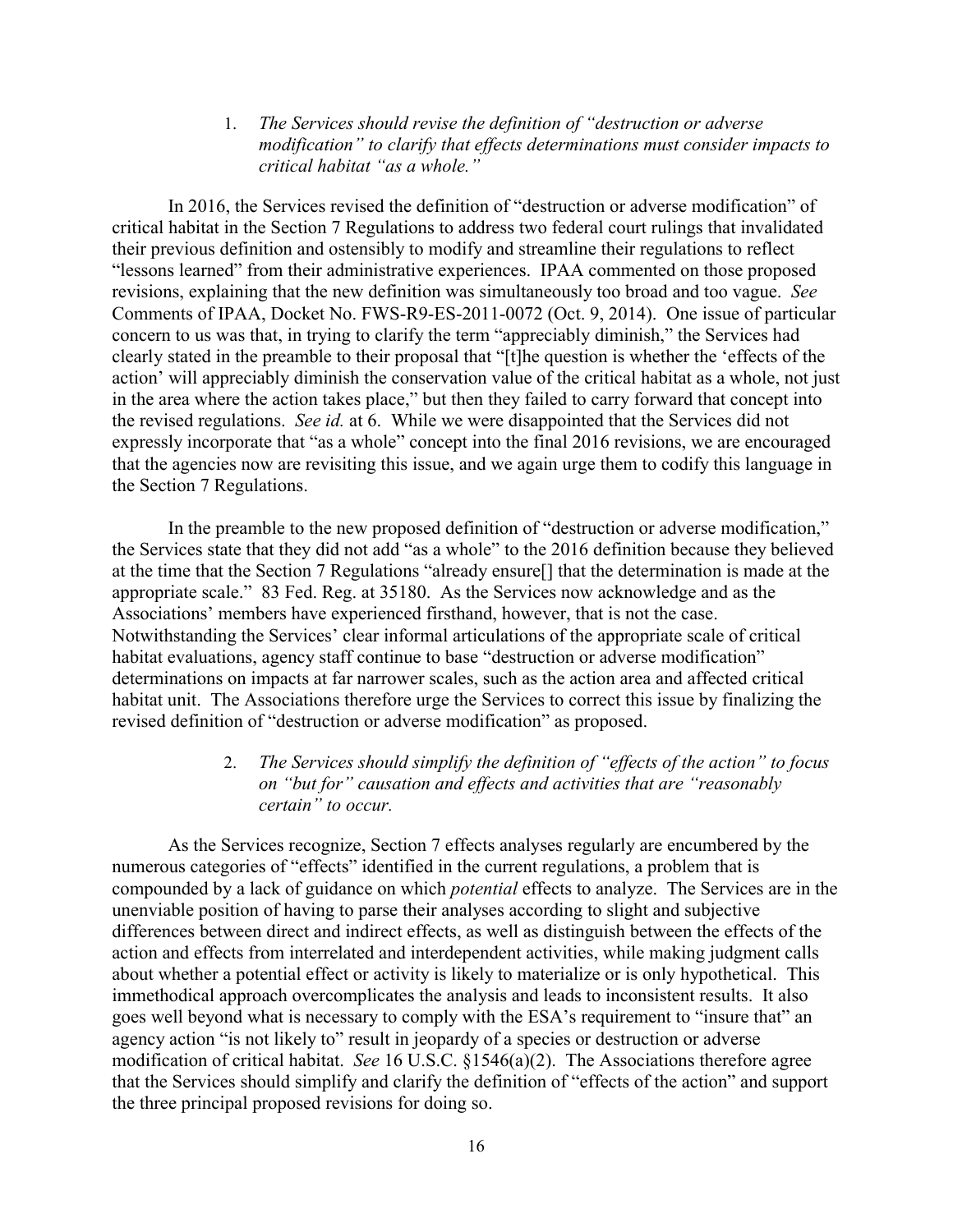1. *The Services should revise the definition of "destruction or adverse modification" to clarify that effects determinations must consider impacts to critical habitat "as a whole."*

In 2016, the Services revised the definition of "destruction or adverse modification" of critical habitat in the Section 7 Regulations to address two federal court rulings that invalidated their previous definition and ostensibly to modify and streamline their regulations to reflect "lessons learned" from their administrative experiences. IPAA commented on those proposed revisions, explaining that the new definition was simultaneously too broad and too vague. *See* Comments of IPAA, Docket No. FWS-R9-ES-2011-0072 (Oct. 9, 2014). One issue of particular concern to us was that, in trying to clarify the term "appreciably diminish," the Services had clearly stated in the preamble to their proposal that "[t]he question is whether the 'effects of the action' will appreciably diminish the conservation value of the critical habitat as a whole, not just in the area where the action takes place," but then they failed to carry forward that concept into the revised regulations. *See id.* at 6. While we were disappointed that the Services did not expressly incorporate that "as a whole" concept into the final 2016 revisions, we are encouraged that the agencies now are revisiting this issue, and we again urge them to codify this language in the Section 7 Regulations.

In the preamble to the new proposed definition of "destruction or adverse modification," the Services state that they did not add "as a whole" to the 2016 definition because they believed at the time that the Section 7 Regulations "already ensure[] that the determination is made at the appropriate scale." 83 Fed. Reg. at 35180. As the Services now acknowledge and as the Associations' members have experienced firsthand, however, that is not the case. Notwithstanding the Services' clear informal articulations of the appropriate scale of critical habitat evaluations, agency staff continue to base "destruction or adverse modification" determinations on impacts at far narrower scales, such as the action area and affected critical habitat unit. The Associations therefore urge the Services to correct this issue by finalizing the revised definition of "destruction or adverse modification" as proposed.

2. *The Services should simplify the definition of "effects of the action" to focus on "but for" causation and effects and activities that are "reasonably certain" to occur.*

As the Services recognize, Section 7 effects analyses regularly are encumbered by the numerous categories of "effects" identified in the current regulations, a problem that is compounded by a lack of guidance on which *potential* effects to analyze. The Services are in the unenviable position of having to parse their analyses according to slight and subjective differences between direct and indirect effects, as well as distinguish between the effects of the action and effects from interrelated and interdependent activities, while making judgment calls about whether a potential effect or activity is likely to materialize or is only hypothetical. This immethodical approach overcomplicates the analysis and leads to inconsistent results. It also goes well beyond what is necessary to comply with the ESA's requirement to "insure that" an agency action "is not likely to" result in jeopardy of a species or destruction or adverse modification of critical habitat. *See* 16 U.S.C. §1546(a)(2). The Associations therefore agree that the Services should simplify and clarify the definition of "effects of the action" and support the three principal proposed revisions for doing so.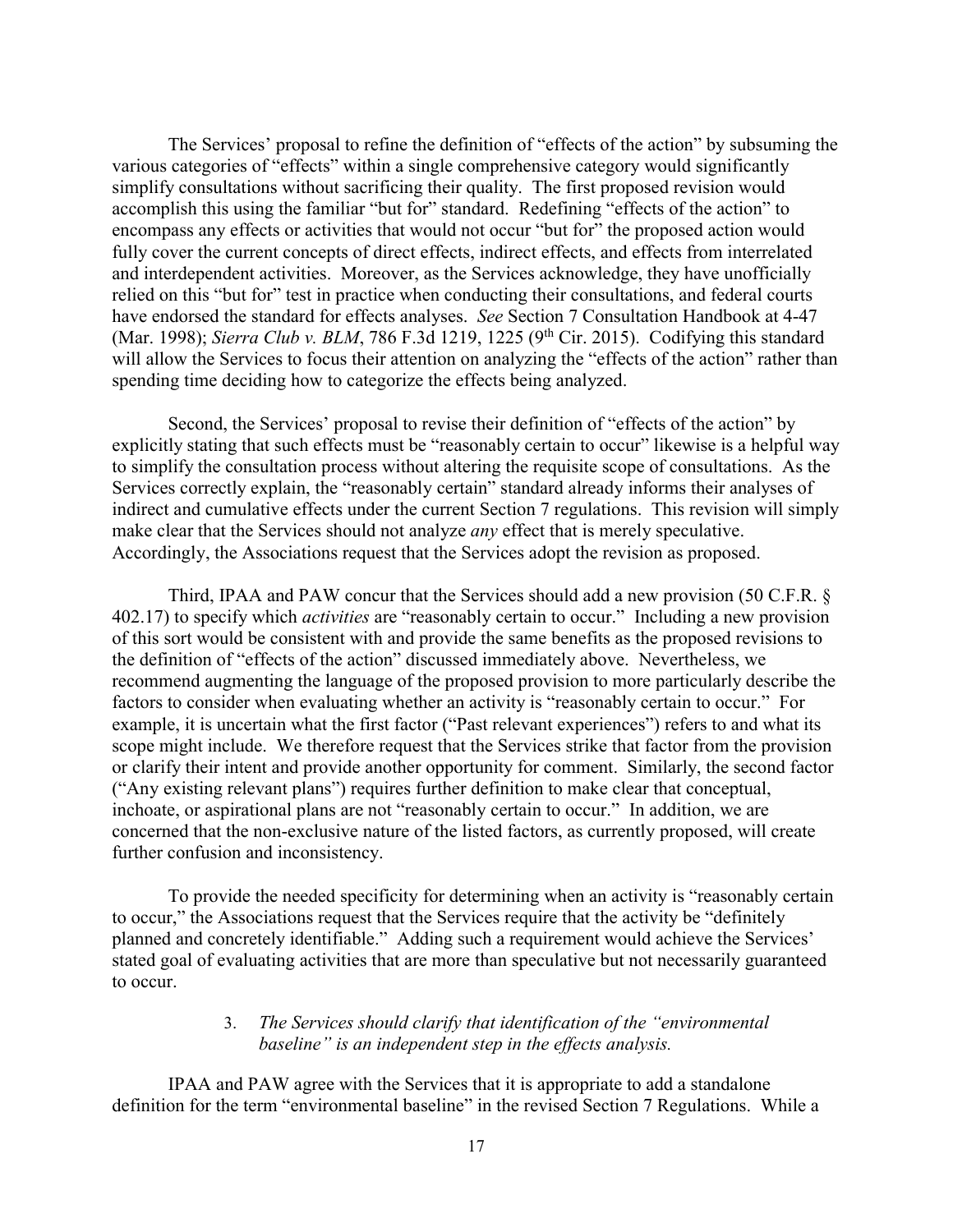The Services' proposal to refine the definition of "effects of the action" by subsuming the various categories of "effects" within a single comprehensive category would significantly simplify consultations without sacrificing their quality. The first proposed revision would accomplish this using the familiar "but for" standard. Redefining "effects of the action" to encompass any effects or activities that would not occur "but for" the proposed action would fully cover the current concepts of direct effects, indirect effects, and effects from interrelated and interdependent activities. Moreover, as the Services acknowledge, they have unofficially relied on this "but for" test in practice when conducting their consultations, and federal courts have endorsed the standard for effects analyses. *See* Section 7 Consultation Handbook at 4-47 (Mar. 1998); *Sierra Club v. BLM*, 786 F.3d 1219, 1225 (9th Cir. 2015). Codifying this standard will allow the Services to focus their attention on analyzing the "effects of the action" rather than spending time deciding how to categorize the effects being analyzed.

Second, the Services' proposal to revise their definition of "effects of the action" by explicitly stating that such effects must be "reasonably certain to occur" likewise is a helpful way to simplify the consultation process without altering the requisite scope of consultations. As the Services correctly explain, the "reasonably certain" standard already informs their analyses of indirect and cumulative effects under the current Section 7 regulations. This revision will simply make clear that the Services should not analyze *any* effect that is merely speculative. Accordingly, the Associations request that the Services adopt the revision as proposed.

Third, IPAA and PAW concur that the Services should add a new provision (50 C.F.R. § 402.17) to specify which *activities* are "reasonably certain to occur." Including a new provision of this sort would be consistent with and provide the same benefits as the proposed revisions to the definition of "effects of the action" discussed immediately above. Nevertheless, we recommend augmenting the language of the proposed provision to more particularly describe the factors to consider when evaluating whether an activity is "reasonably certain to occur." For example, it is uncertain what the first factor ("Past relevant experiences") refers to and what its scope might include. We therefore request that the Services strike that factor from the provision or clarify their intent and provide another opportunity for comment. Similarly, the second factor ("Any existing relevant plans") requires further definition to make clear that conceptual, inchoate, or aspirational plans are not "reasonably certain to occur." In addition, we are concerned that the non-exclusive nature of the listed factors, as currently proposed, will create further confusion and inconsistency.

To provide the needed specificity for determining when an activity is "reasonably certain to occur," the Associations request that the Services require that the activity be "definitely planned and concretely identifiable." Adding such a requirement would achieve the Services' stated goal of evaluating activities that are more than speculative but not necessarily guaranteed to occur.

3. *The Services should clarify that identification of the "environmental baseline" is an independent step in the effects analysis.*

IPAA and PAW agree with the Services that it is appropriate to add a standalone definition for the term "environmental baseline" in the revised Section 7 Regulations. While a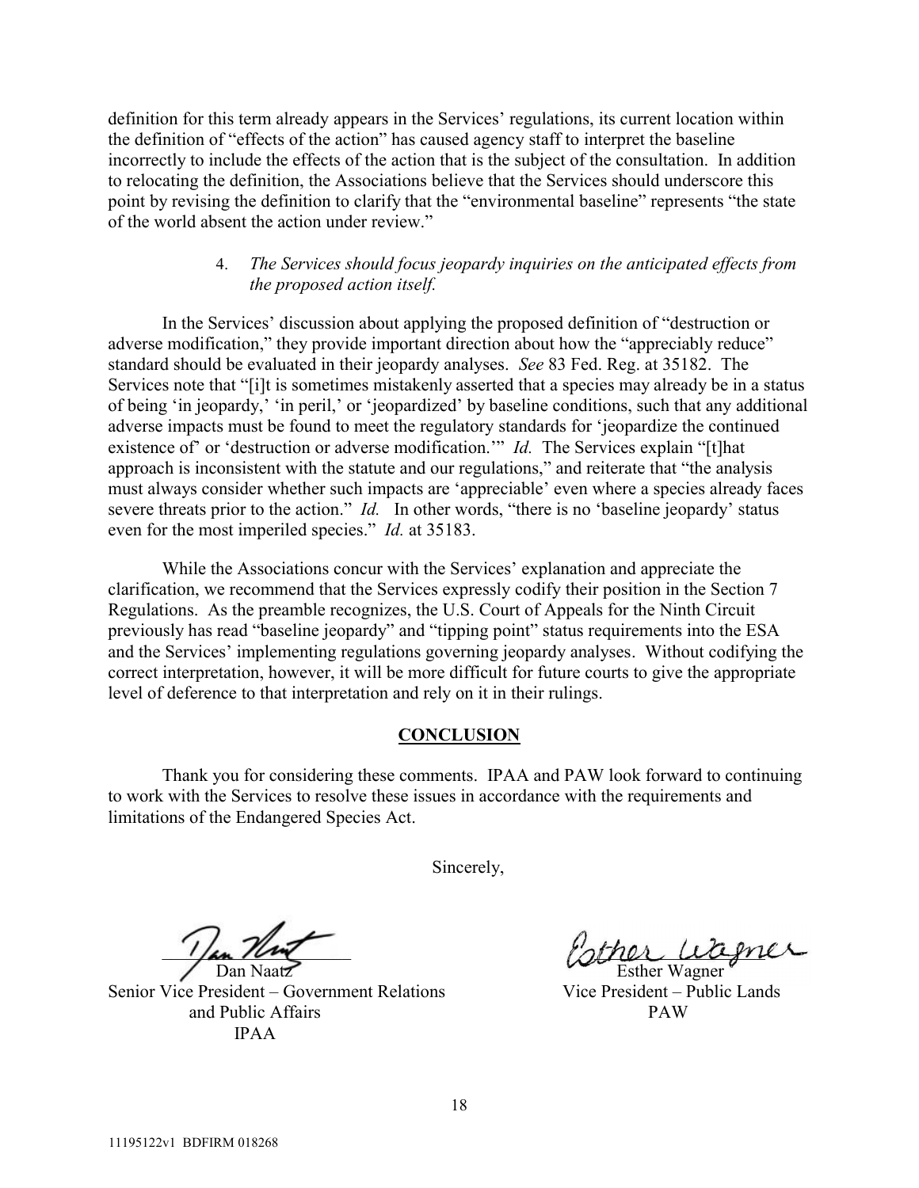definition for this term already appears in the Services' regulations, its current location within the definition of "effects of the action" has caused agency staff to interpret the baseline incorrectly to include the effects of the action that is the subject of the consultation. In addition to relocating the definition, the Associations believe that the Services should underscore this point by revising the definition to clarify that the "environmental baseline" represents "the state of the world absent the action under review."

4. *The Services should focus jeopardy inquiries on the anticipated effects from the proposed action itself.*

In the Services' discussion about applying the proposed definition of "destruction or adverse modification," they provide important direction about how the "appreciably reduce" standard should be evaluated in their jeopardy analyses. *See* 83 Fed. Reg. at 35182. The Services note that "[i]t is sometimes mistakenly asserted that a species may already be in a status of being 'in jeopardy,' 'in peril,' or 'jeopardized' by baseline conditions, such that any additional adverse impacts must be found to meet the regulatory standards for 'jeopardize the continued existence of' or 'destruction or adverse modification.'" *Id.* The Services explain "[t]hat approach is inconsistent with the statute and our regulations," and reiterate that "the analysis must always consider whether such impacts are 'appreciable' even where a species already faces severe threats prior to the action." *Id.* In other words, "there is no 'baseline jeopardy' status even for the most imperiled species." *Id.* at 35183.

While the Associations concur with the Services' explanation and appreciate the clarification, we recommend that the Services expressly codify their position in the Section 7 Regulations. As the preamble recognizes, the U.S. Court of Appeals for the Ninth Circuit previously has read "baseline jeopardy" and "tipping point" status requirements into the ESA and the Services' implementing regulations governing jeopardy analyses. Without codifying the correct interpretation, however, it will be more difficult for future courts to give the appropriate level of deference to that interpretation and rely on it in their rulings.

## CONCLUSION

Thank you for considering these comments. IPAA and PAW look forward to continuing to work with the Services to resolve these issues in accordance with the requirements and limitations of the Endangered Species Act.

Sincerely,

Dan Naatz
Senior Vice President – Government Relations and Public Affairs
IPAA

Esther Wagner
Vice President – Public Lands
PAW

11195122v1 BDFIRM 018268